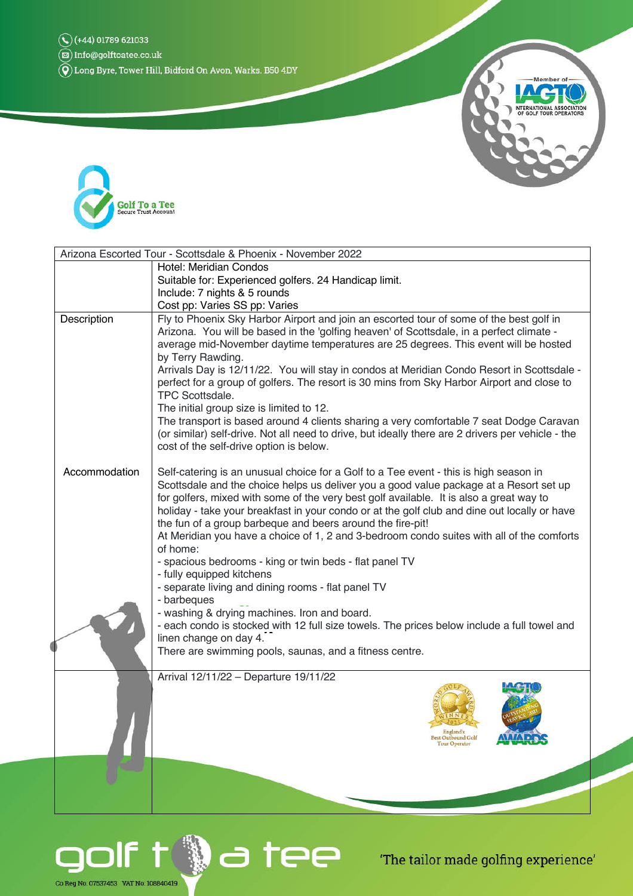(+44) 01789 621033
Info@golftoatee.co.uk
Long Byre, Tower Hill, Bidford On Avon, Warks. B50 4DY

Golf To a Tee
Secure Trust Account

| Arizona Escorted Tour - Scottsdale & Phoenix - November 2022 | |
|---|---|
| | Hotel: Meridian Condos<br>Suitable for: Experienced golfers. 24 Handicap limit.<br>Include: 7 nights & 5 rounds<br>Cost pp: Varies SS pp: Varies |
| Description | Fly to Phoenix Sky Harbor Airport and join an escorted tour of some of the best golf in Arizona. You will be based in the 'golfing heaven' of Scottsdale, in a perfect climate - average mid-November daytime temperatures are 25 degrees. This event will be hosted by Terry Rawding.<br>Arrivals Day is 12/11/22. You will stay in condos at Meridian Condo Resort in Scottsdale - perfect for a group of golfers. The resort is 30 mins from Sky Harbor Airport and close to TPC Scottsdale.<br>The initial group size is limited to 12.<br>The transport is based around 4 clients sharing a very comfortable 7 seat Dodge Caravan (or similar) self-drive. Not all need to drive, but ideally there are 2 drivers per vehicle - the cost of the self-drive option is below. |
| Accommodation | Self-catering is an unusual choice for a Golf to a Tee event - this is high season in Scottsdale and the choice helps us deliver you a good value package at a Resort set up for golfers, mixed with some of the very best golf available. It is also a great way to holiday - take your breakfast in your condo or at the golf club and dine out locally or have the fun of a group barbeque and beers around the fire-pit!<br>At Meridian you have a choice of 1, 2 and 3-bedroom condo suites with all of the comforts of home:<br>- spacious bedrooms - king or twin beds - flat panel TV<br>- fully equipped kitchens<br>- separate living and dining rooms - flat panel TV<br>- barbeques<br>- washing & drying machines. Iron and board.<br>- each condo is stocked with 12 full size towels. The prices below include a full towel and linen change on day 4.<br>There are swimming pools, saunas, and a fitness centre. |
| | Arrival 12/11/22 – Departure 19/11/22 |

World Golf Awards Winner 2021 England's Best Outbound Golf Tour Operator

IAGTO Outstanding Service 2021 Awards

golf to a tee

'The tailor made golfing experience'

Co Reg No: 07537453 VAT No: 108840419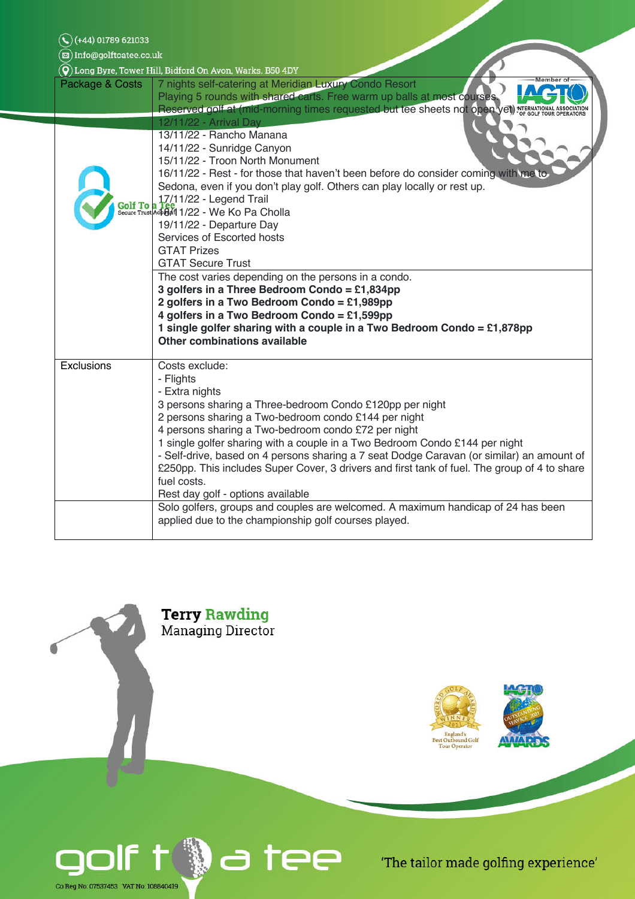(+44) 01789 621033
Info@golftoatee.co.uk
Long Byre, Tower Hill, Bidford On Avon, Warks. B50 4DY

| | |
|---|---|
| Package & Costs | 7 nights self-catering at Meridian Luxury Condo Resort<br>Playing 5 rounds with shared carts. Free warm up balls at most courses.<br>Reserved golf at (mid-morning times requested but tee sheets not open yet)<br>12/11/22 - Arrival Day<br>13/11/22 - Rancho Manana<br>14/11/22 - Sunridge Canyon<br>15/11/22 - Troon North Monument<br>16/11/22 - Rest - for those that haven't been before do consider coming with me to Sedona, even if you don't play golf. Others can play locally or rest up.<br>17/11/22 - Legend Trail<br>18/11/22 - We Ko Pa Cholla<br>19/11/22 - Departure Day<br>Services of Escorted hosts<br>GTAT Prizes<br>GTAT Secure Trust |
| | The cost varies depending on the persons in a condo.<br>**3 golfers in a Three Bedroom Condo = £1,834pp**<br>**2 golfers in a Two Bedroom Condo = £1,989pp**<br>**4 golfers in a Two Bedroom Condo = £1,599pp**<br>**1 single golfer sharing with a couple in a Two Bedroom Condo = £1,878pp**<br>**Other combinations available** |
| Exclusions | Costs exclude:<br>- Flights<br>- Extra nights<br>3 persons sharing a Three-bedroom Condo £120pp per night<br>2 persons sharing a Two-bedroom condo £144 per night<br>4 persons sharing a Two-bedroom condo £72 per night<br>1 single golfer sharing with a couple in a Two Bedroom Condo £144 per night<br>- Self-drive, based on 4 persons sharing a 7 seat Dodge Caravan (or similar) an amount of £250pp. This includes Super Cover, 3 drivers and first tank of fuel. The group of 4 to share fuel costs.<br>Rest day golf - options available |
| | Solo golfers, groups and couples are welcomed. A maximum handicap of 24 has been applied due to the championship golf courses played. |

**Terry Rawding**
Managing Director

'The tailor made golfing experience'

Co Reg No: 07537453 VAT No: 108840419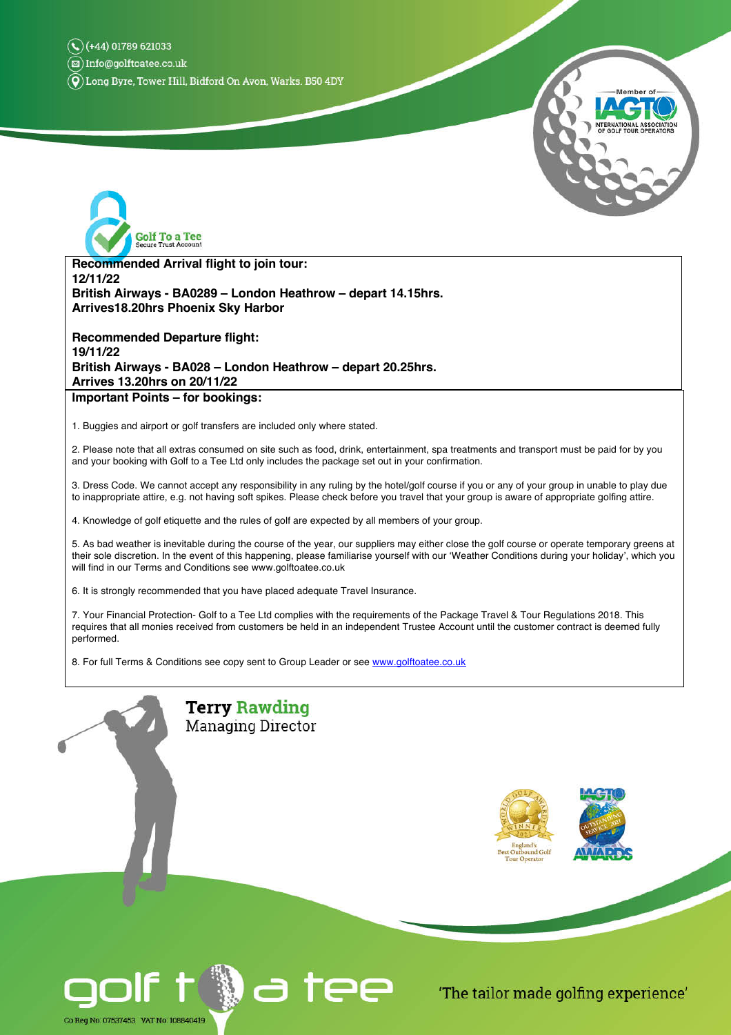(+44) 01789 621033

Info@golftoatee.co.uk

Long Byre, Tower Hill, Bidford On Avon, Warks. B50 4DY

Golf To a Tee
Secure Trust Account

**Recommended Arrival flight to join tour:**
**12/11/22**
**British Airways - BA0289 – London Heathrow – depart 14.15hrs.**
**Arrives18.20hrs Phoenix Sky Harbor**

**Recommended Departure flight:**
**19/11/22**
**British Airways - BA028 – London Heathrow – depart 20.25hrs.**
**Arrives 13.20hrs on 20/11/22**

**Important Points – for bookings:**

1. Buggies and airport or golf transfers are included only where stated.

2. Please note that all extras consumed on site such as food, drink, entertainment, spa treatments and transport must be paid for by you and your booking with Golf to a Tee Ltd only includes the package set out in your confirmation.

3. Dress Code. We cannot accept any responsibility in any ruling by the hotel/golf course if you or any of your group in unable to play due to inappropriate attire, e.g. not having soft spikes. Please check before you travel that your group is aware of appropriate golfing attire.

4. Knowledge of golf etiquette and the rules of golf are expected by all members of your group.

5. As bad weather is inevitable during the course of the year, our suppliers may either close the golf course or operate temporary greens at their sole discretion. In the event of this happening, please familiarise yourself with our 'Weather Conditions during your holiday', which you will find in our Terms and Conditions see www.golftoatee.co.uk

6. It is strongly recommended that you have placed adequate Travel Insurance.

7. Your Financial Protection- Golf to a Tee Ltd complies with the requirements of the Package Travel & Tour Regulations 2018. This requires that all monies received from customers be held in an independent Trustee Account until the customer contract is deemed fully performed.

8. For full Terms & Conditions see copy sent to Group Leader or see www.golftoatee.co.uk

**Terry Rawding**
Managing Director

golf to a tee

'The tailor made golfing experience'

Co Reg No: 07537453 VAT No: 108840419